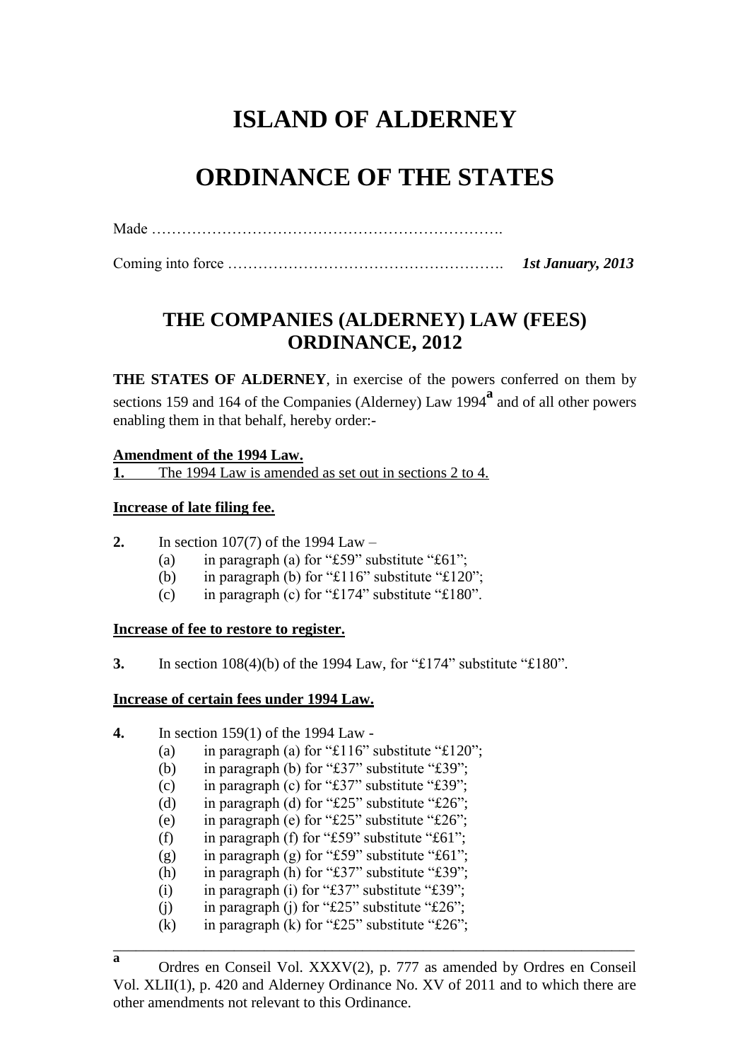# ISLAND OF ALDERNEY

# ORDINANCE OF THE STATES

Made …………………………………………………………….

Coming into force ………………………………………………. *1st January, 2013*

## THE COMPANIES (ALDERNEY) LAW (FEES) ORDINANCE, 2012

**THE STATES OF ALDERNEY**, in exercise of the powers conferred on them by sections 159 and 164 of the Companies (Alderney) Law 1994[a] and of all other powers enabling them in that behalf, hereby order:-

**Amendment of the 1994 Law.**

**1.** The 1994 Law is amended as set out in sections 2 to 4.

**Increase of late filing fee.**

**2.** In section 107(7) of the 1994 Law –

(a) in paragraph (a) for "£59" substitute "£61";
(b) in paragraph (b) for "£116" substitute "£120";
(c) in paragraph (c) for "£174" substitute "£180".

**Increase of fee to restore to register.**

**3.** In section 108(4)(b) of the 1994 Law, for "£174" substitute "£180".

**Increase of certain fees under 1994 Law.**

**4.** In section 159(1) of the 1994 Law -

(a) in paragraph (a) for "£116" substitute "£120";
(b) in paragraph (b) for "£37" substitute "£39";
(c) in paragraph (c) for "£37" substitute "£39";
(d) in paragraph (d) for "£25" substitute "£26";
(e) in paragraph (e) for "£25" substitute "£26";
(f) in paragraph (f) for "£59" substitute "£61";
(g) in paragraph (g) for "£59" substitute "£61";
(h) in paragraph (h) for "£37" substitute "£39";
(i) in paragraph (i) for "£37" substitute "£39";
(j) in paragraph (j) for "£25" substitute "£26";
(k) in paragraph (k) for "£25" substitute "£26";

---

[a] Ordres en Conseil Vol. XXXV(2), p. 777 as amended by Ordres en Conseil Vol. XLII(1), p. 420 and Alderney Ordinance No. XV of 2011 and to which there are other amendments not relevant to this Ordinance.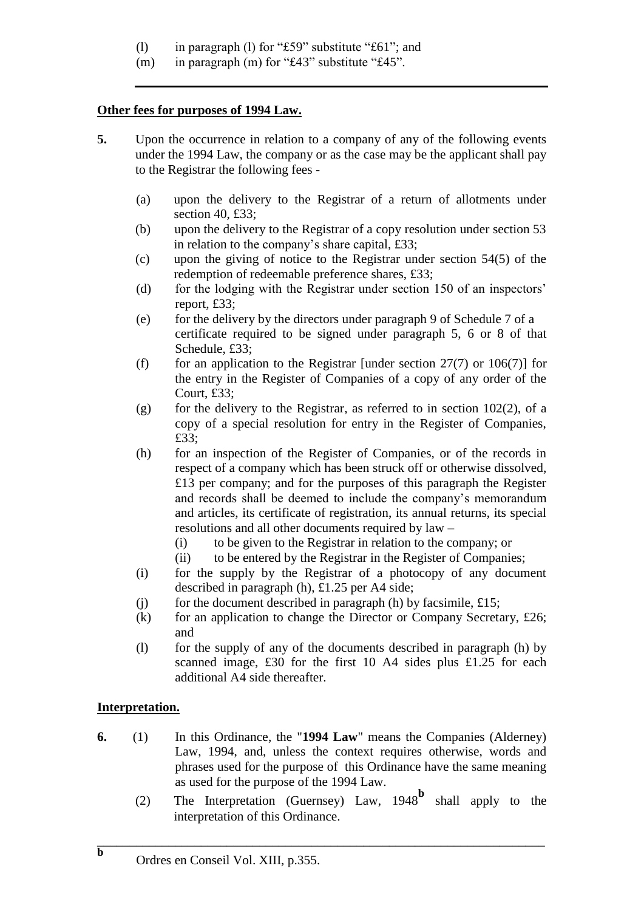(l) in paragraph (l) for "£59" substitute "£61"; and

(m) in paragraph (m) for "£43" substitute "£45".

---

**Other fees for purposes of 1994 Law.**

**5.** Upon the occurrence in relation to a company of any of the following events under the 1994 Law, the company or as the case may be the applicant shall pay to the Registrar the following fees -

(a) upon the delivery to the Registrar of a return of allotments under section 40, £33;

(b) upon the delivery to the Registrar of a copy resolution under section 53 in relation to the company's share capital, £33;

(c) upon the giving of notice to the Registrar under section 54(5) of the redemption of redeemable preference shares, £33;

(d) for the lodging with the Registrar under section 150 of an inspectors' report, £33;

(e) for the delivery by the directors under paragraph 9 of Schedule 7 of a certificate required to be signed under paragraph 5, 6 or 8 of that Schedule, £33;

(f) for an application to the Registrar [under section 27(7) or 106(7)] for the entry in the Register of Companies of a copy of any order of the Court, £33;

(g) for the delivery to the Registrar, as referred to in section 102(2), of a copy of a special resolution for entry in the Register of Companies, £33;

(h) for an inspection of the Register of Companies, or of the records in respect of a company which has been struck off or otherwise dissolved, £13 per company; and for the purposes of this paragraph the Register and records shall be deemed to include the company's memorandum and articles, its certificate of registration, its annual returns, its special resolutions and all other documents required by law –

  (i) to be given to the Registrar in relation to the company; or

  (ii) to be entered by the Registrar in the Register of Companies;

(i) for the supply by the Registrar of a photocopy of any document described in paragraph (h), £1.25 per A4 side;

(j) for the document described in paragraph (h) by facsimile, £15;

(k) for an application to change the Director or Company Secretary, £26; and

(l) for the supply of any of the documents described in paragraph (h) by scanned image, £30 for the first 10 A4 sides plus £1.25 for each additional A4 side thereafter.

**Interpretation.**

**6.** (1) In this Ordinance, the "**1994 Law**" means the Companies (Alderney) Law, 1994, and, unless the context requires otherwise, words and phrases used for the purpose of this Ordinance have the same meaning as used for the purpose of the 1994 Law.

(2) The Interpretation (Guernsey) Law, 1948[b] shall apply to the interpretation of this Ordinance.

---

[b] Ordres en Conseil Vol. XIII, p.355.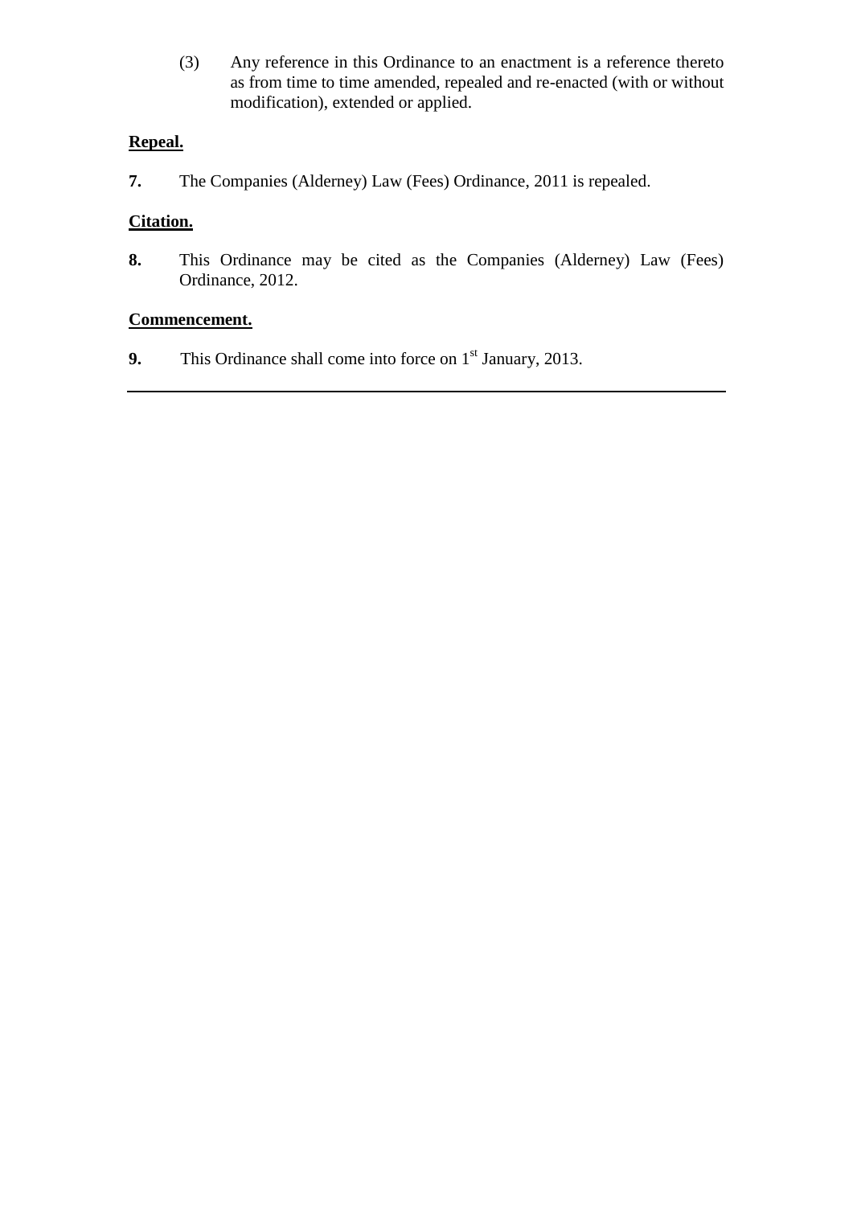(3) Any reference in this Ordinance to an enactment is a reference thereto as from time to time amended, repealed and re-enacted (with or without modification), extended or applied.

**Repeal.**

**7.** The Companies (Alderney) Law (Fees) Ordinance, 2011 is repealed.

**Citation.**

**8.** This Ordinance may be cited as the Companies (Alderney) Law (Fees) Ordinance, 2012.

**Commencement.**

**9.** This Ordinance shall come into force on 1st January, 2013.